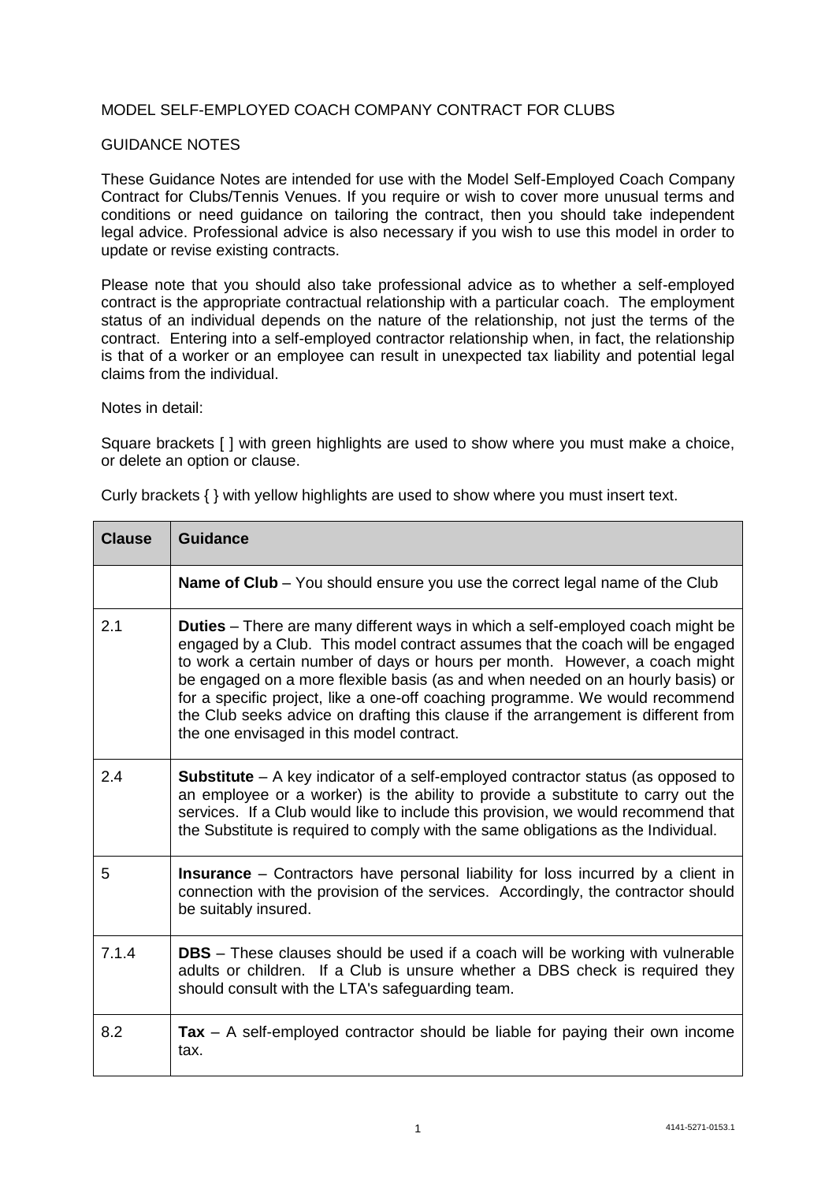MODEL SELF-EMPLOYED COACH COMPANY CONTRACT FOR CLUBS

GUIDANCE NOTES

These Guidance Notes are intended for use with the Model Self-Employed Coach Company Contract for Clubs/Tennis Venues. If you require or wish to cover more unusual terms and conditions or need guidance on tailoring the contract, then you should take independent legal advice. Professional advice is also necessary if you wish to use this model in order to update or revise existing contracts.

Please note that you should also take professional advice as to whether a self-employed contract is the appropriate contractual relationship with a particular coach. The employment status of an individual depends on the nature of the relationship, not just the terms of the contract. Entering into a self-employed contractor relationship when, in fact, the relationship is that of a worker or an employee can result in unexpected tax liability and potential legal claims from the individual.

Notes in detail:

Square brackets [ ] with green highlights are used to show where you must make a choice, or delete an option or clause.

Curly brackets { } with yellow highlights are used to show where you must insert text.

| Clause | Guidance |
|---|---|
| | **Name of Club** – You should ensure you use the correct legal name of the Club |
| 2.1 | **Duties** – There are many different ways in which a self-employed coach might be engaged by a Club. This model contract assumes that the coach will be engaged to work a certain number of days or hours per month. However, a coach might be engaged on a more flexible basis (as and when needed on an hourly basis) or for a specific project, like a one-off coaching programme. We would recommend the Club seeks advice on drafting this clause if the arrangement is different from the one envisaged in this model contract. |
| 2.4 | **Substitute** – A key indicator of a self-employed contractor status (as opposed to an employee or a worker) is the ability to provide a substitute to carry out the services. If a Club would like to include this provision, we would recommend that the Substitute is required to comply with the same obligations as the Individual. |
| 5 | **Insurance** – Contractors have personal liability for loss incurred by a client in connection with the provision of the services. Accordingly, the contractor should be suitably insured. |
| 7.1.4 | **DBS** – These clauses should be used if a coach will be working with vulnerable adults or children. If a Club is unsure whether a DBS check is required they should consult with the LTA's safeguarding team. |
| 8.2 | **Tax** – A self-employed contractor should be liable for paying their own income tax. |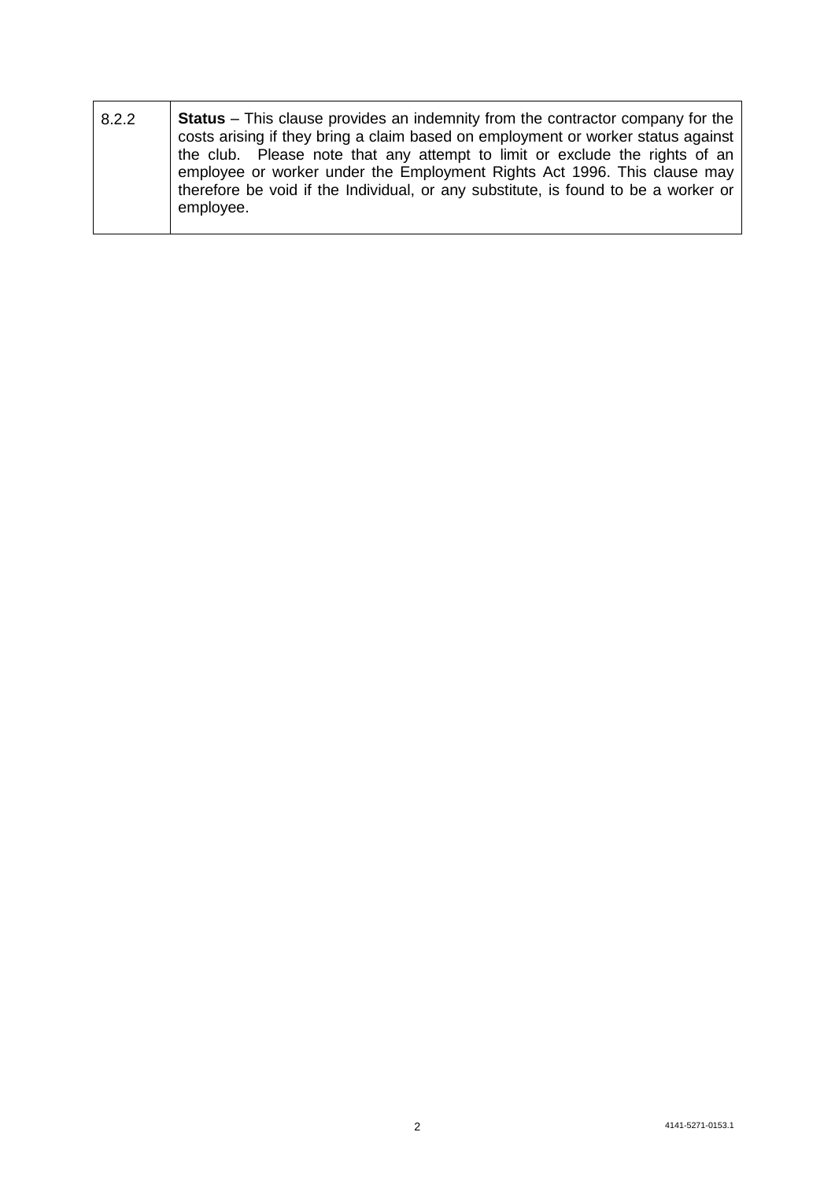| | |
|---|---|
| 8.2.2 | **Status** – This clause provides an indemnity from the contractor company for the costs arising if they bring a claim based on employment or worker status against the club. Please note that any attempt to limit or exclude the rights of an employee or worker under the Employment Rights Act 1996. This clause may therefore be void if the Individual, or any substitute, is found to be a worker or employee. |

4141-5271-0153.1